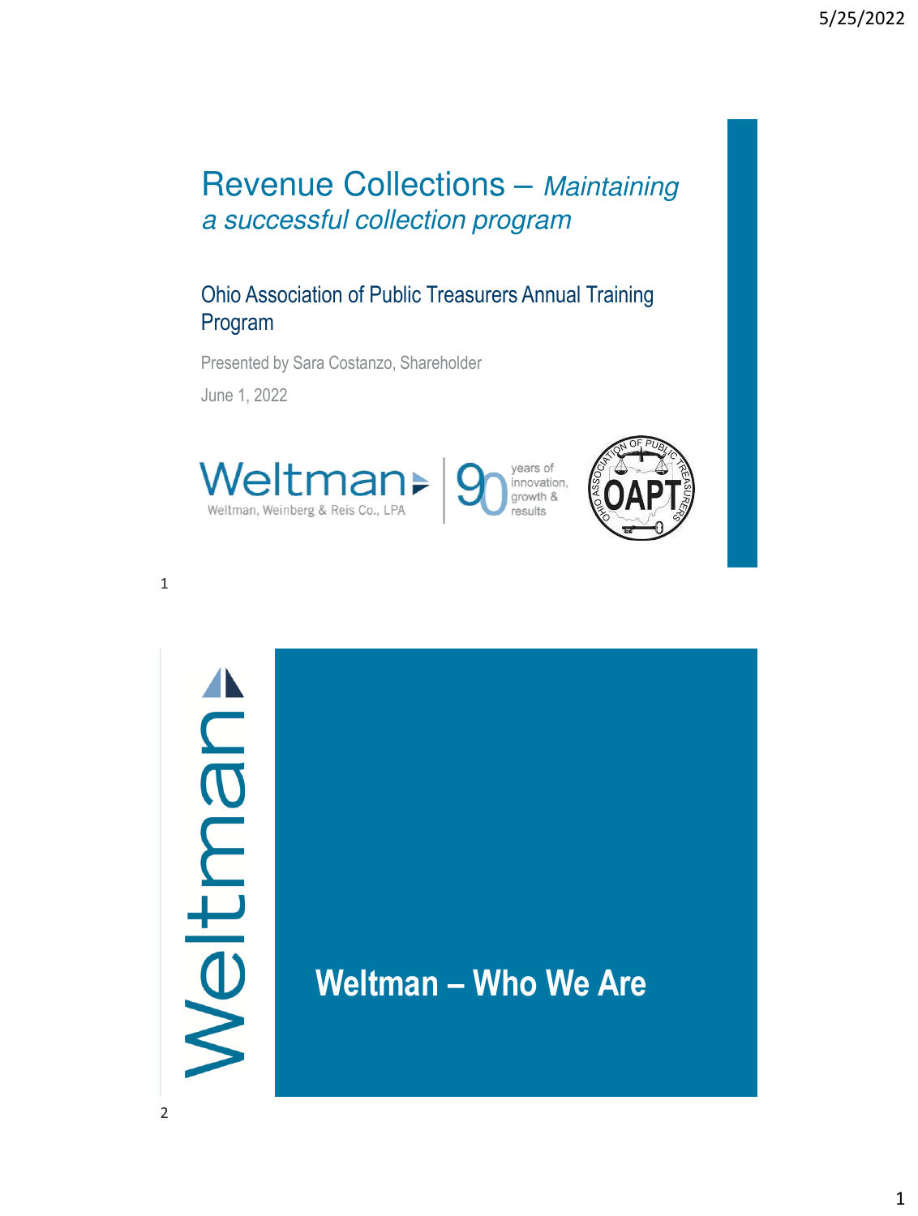# Revenue Collections – *Maintaining a successful collection program*

## Ohio Association of Public Treasurers Annual Training Program

Presented by Sara Costanzo, Shareholder

June 1, 2022

Weltman, Weinberg & Reis Co., LPA

90 years of innovation, growth & results

---

Weltman

## Weltman – Who We Are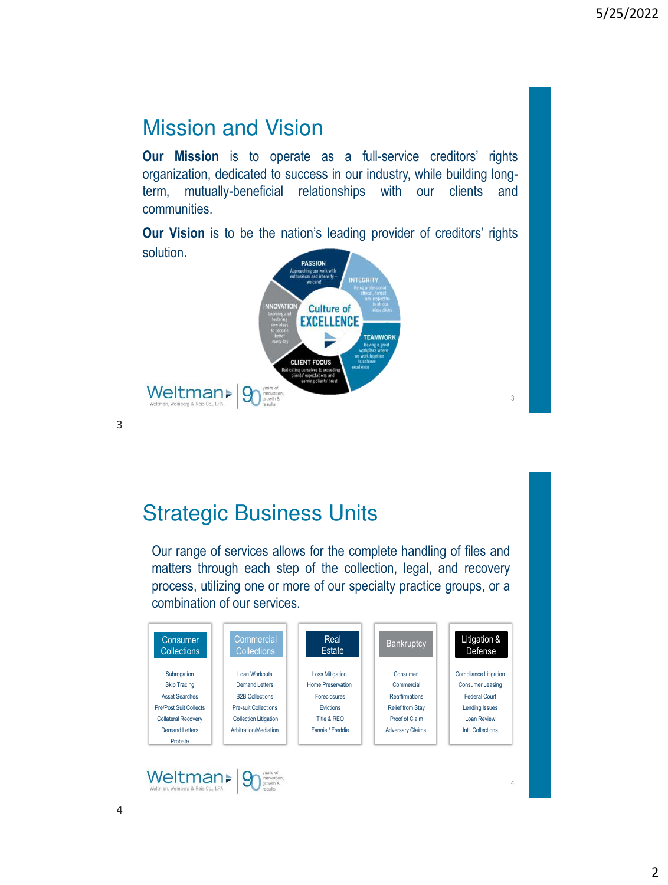## Mission and Vision

**Our Mission** is to operate as a full-service creditors' rights organization, dedicated to success in our industry, while building long-term, mutually-beneficial relationships with our clients and communities.

**Our Vision** is to be the nation's leading provider of creditors' rights solution.

**Culture of EXCELLENCE**

- **PASSION** – Approaching our work with enthusiasm and intensity – we care!
- **INTEGRITY** – Being professional, ethical, honest and respectful in all our interactions
- **TEAMWORK** – Having a great workplace where we work together to achieve excellence
- **CLIENT FOCUS** – Dedicating ourselves to exceeding clients' expectations and earning clients' trust
- **INNOVATION** – Learning and fostering new ideas to become better every day

## Strategic Business Units

Our range of services allows for the complete handling of files and matters through each step of the collection, legal, and recovery process, utilizing one or more of our specialty practice groups, or a combination of our services.

| Consumer Collections | Commercial Collections | Real Estate | Bankruptcy | Litigation & Defense |
|---|---|---|---|---|
| Subrogation | Loan Workouts | Loss Mitigation | Consumer | Compliance Litigation |
| Skip Tracing | Demand Letters | Home Preservation | Commercial | Consumer Leasing |
| Asset Searches | B2B Collections | Foreclosures | Reaffirmations | Federal Court |
| Pre/Post Suit Collects | Pre-suit Collections | Evictions | Relief from Stay | Lending Issues |
| Collateral Recovery | Collection Litigation | Title & REO | Proof of Claim | Loan Review |
| Demand Letters | Arbitration/Mediation | Fannie / Freddie | Adversary Claims | Intl. Collections |
| Probate | | | | |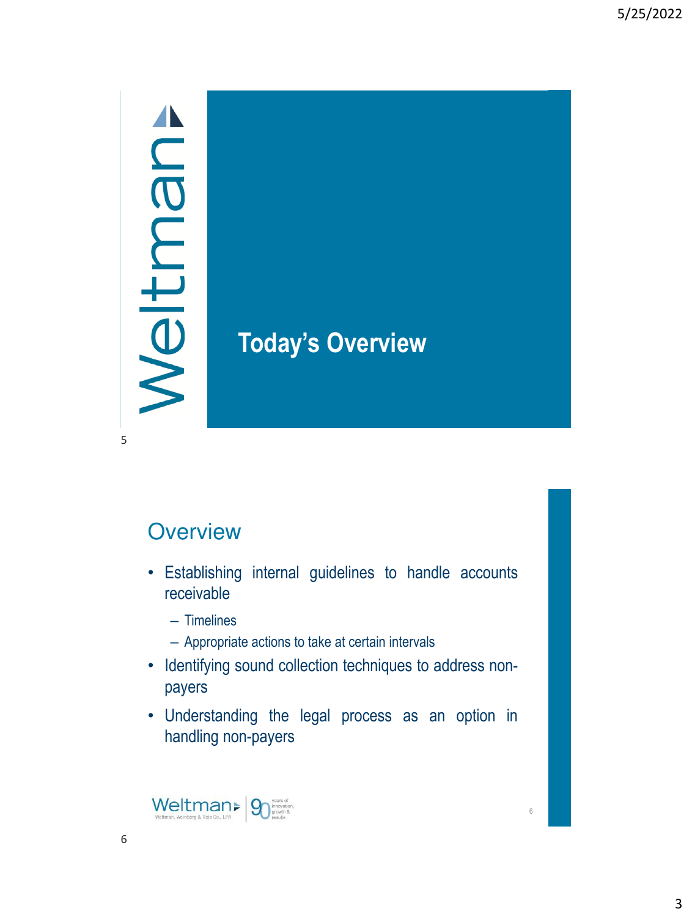## Today's Overview

## Overview

- Establishing internal guidelines to handle accounts receivable
  - Timelines
  - Appropriate actions to take at certain intervals
- Identifying sound collection techniques to address non-payers
- Understanding the legal process as an option in handling non-payers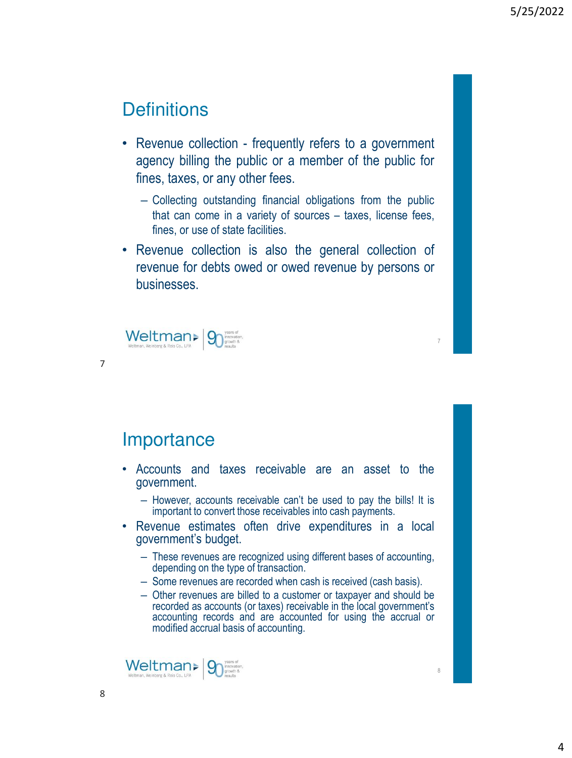## Definitions

- Revenue collection - frequently refers to a government agency billing the public or a member of the public for fines, taxes, or any other fees.
  - Collecting outstanding financial obligations from the public that can come in a variety of sources – taxes, license fees, fines, or use of state facilities.
- Revenue collection is also the general collection of revenue for debts owed or owed revenue by persons or businesses.

Weltman Weltman, Weinberg & Reis Co., LPA | 90 years of innovation, growth & results

## Importance

- Accounts and taxes receivable are an asset to the government.
  - However, accounts receivable can't be used to pay the bills! It is important to convert those receivables into cash payments.
- Revenue estimates often drive expenditures in a local government's budget.
  - These revenues are recognized using different bases of accounting, depending on the type of transaction.
  - Some revenues are recorded when cash is received (cash basis).
  - Other revenues are billed to a customer or taxpayer and should be recorded as accounts (or taxes) receivable in the local government's accounting records and are accounted for using the accrual or modified accrual basis of accounting.

Weltman Weltman, Weinberg & Reis Co., LPA | 90 years of innovation, growth & results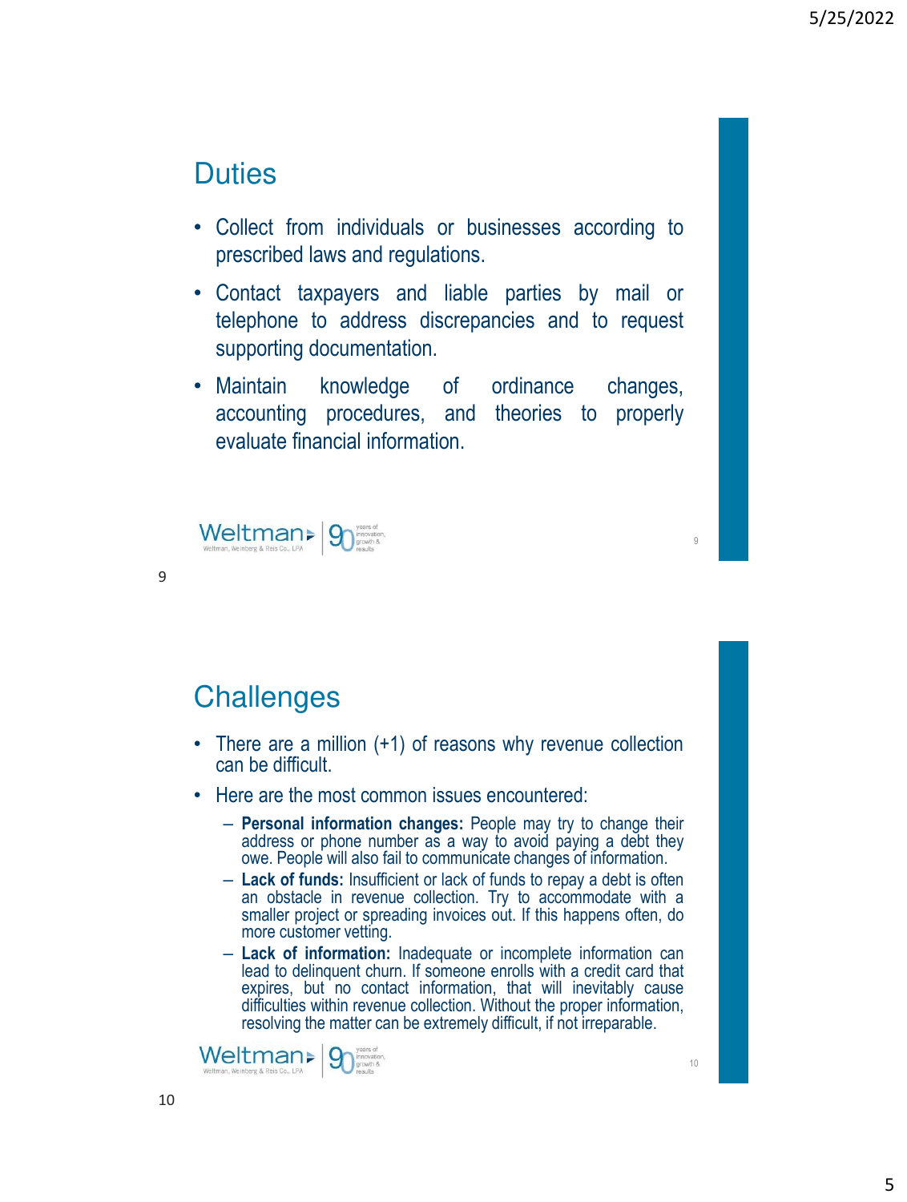## Duties

- Collect from individuals or businesses according to prescribed laws and regulations.
- Contact taxpayers and liable parties by mail or telephone to address discrepancies and to request supporting documentation.
- Maintain knowledge of ordinance changes, accounting procedures, and theories to properly evaluate financial information.

## Challenges

- There are a million (+1) of reasons why revenue collection can be difficult.
- Here are the most common issues encountered:
  - **Personal information changes:** People may try to change their address or phone number as a way to avoid paying a debt they owe. People will also fail to communicate changes of information.
  - **Lack of funds:** Insufficient or lack of funds to repay a debt is often an obstacle in revenue collection. Try to accommodate with a smaller project or spreading invoices out. If this happens often, do more customer vetting.
  - **Lack of information:** Inadequate or incomplete information can lead to delinquent churn. If someone enrolls with a credit card that expires, but no contact information, that will inevitably cause difficulties within revenue collection. Without the proper information, resolving the matter can be extremely difficult, if not irreparable.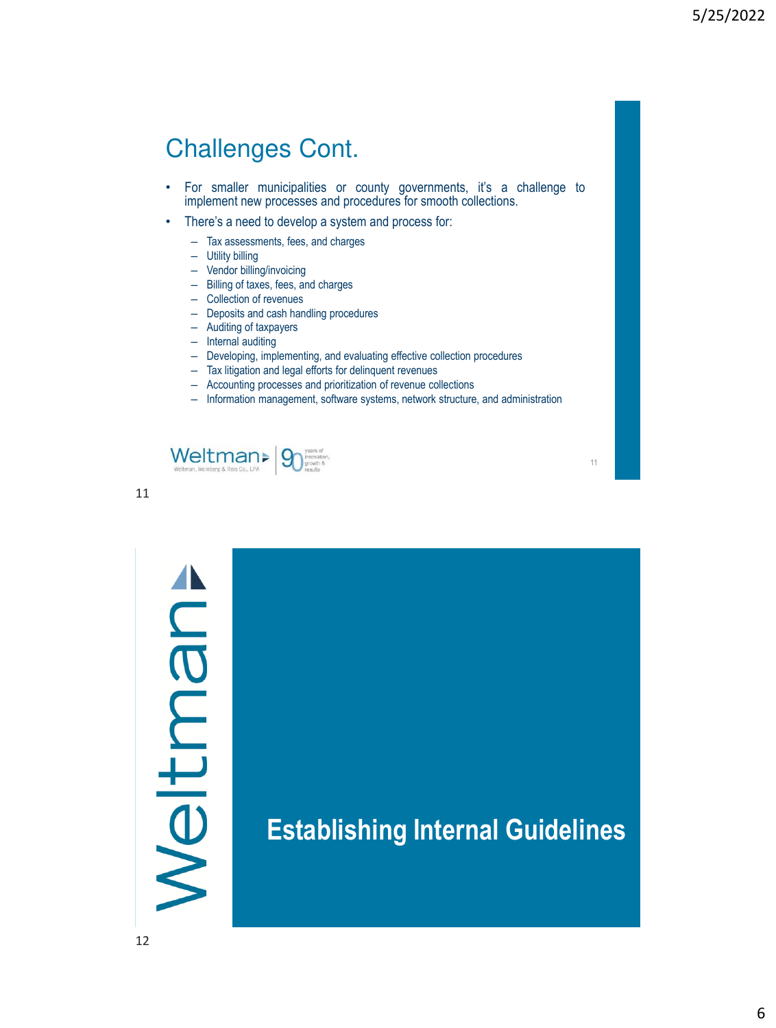## Challenges Cont.

- For smaller municipalities or county governments, it's a challenge to implement new processes and procedures for smooth collections.
- There's a need to develop a system and process for:
  - Tax assessments, fees, and charges
  - Utility billing
  - Vendor billing/invoicing
  - Billing of taxes, fees, and charges
  - Collection of revenues
  - Deposits and cash handling procedures
  - Auditing of taxpayers
  - Internal auditing
  - Developing, implementing, and evaluating effective collection procedures
  - Tax litigation and legal efforts for delinquent revenues
  - Accounting processes and prioritization of revenue collections
  - Information management, software systems, network structure, and administration

## Establishing Internal Guidelines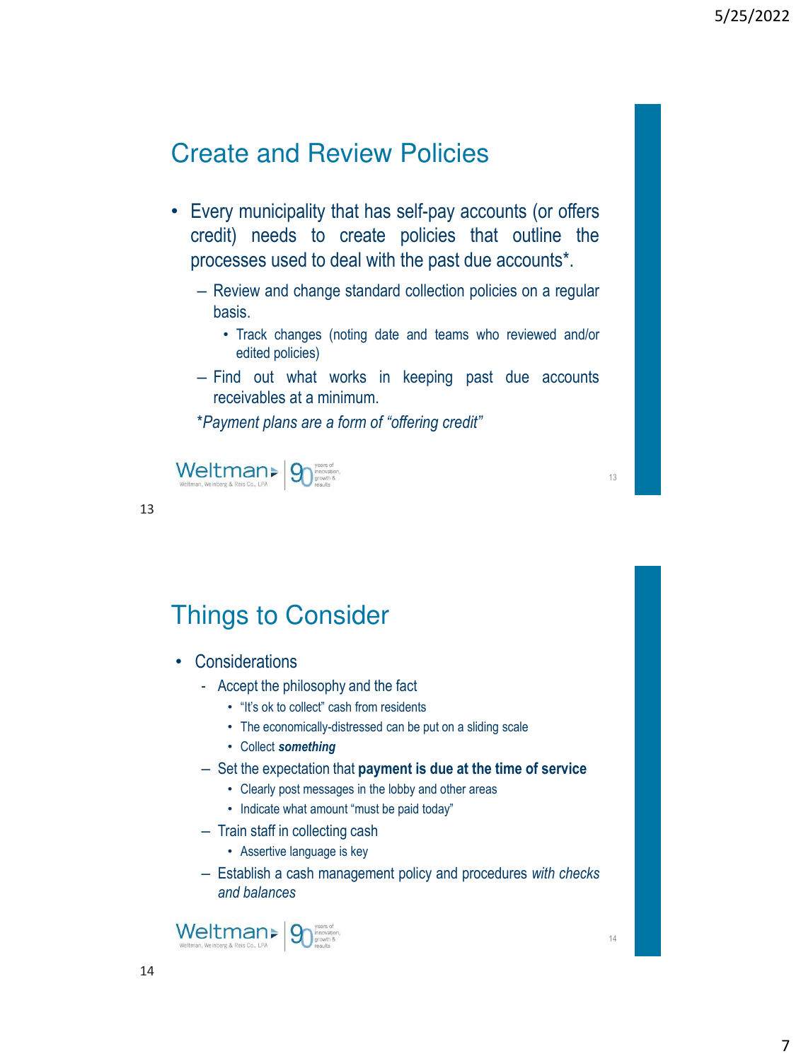## Create and Review Policies

- Every municipality that has self-pay accounts (or offers credit) needs to create policies that outline the processes used to deal with the past due accounts*.
  - Review and change standard collection policies on a regular basis.
    - Track changes (noting date and teams who reviewed and/or edited policies)
  - Find out what works in keeping past due accounts receivables at a minimum.

*\*Payment plans are a form of "offering credit"*

Weltman, Weinberg & Reis Co., LPA | 90 years of innovation, growth & results

## Things to Consider

- Considerations
  - Accept the philosophy and the fact
    - "It's ok to collect" cash from residents
    - The economically-distressed can be put on a sliding scale
    - Collect ***something***
  - Set the expectation that **payment is due at the time of service**
    - Clearly post messages in the lobby and other areas
    - Indicate what amount "must be paid today"
  - Train staff in collecting cash
    - Assertive language is key
  - Establish a cash management policy and procedures *with checks and balances*

Weltman, Weinberg & Reis Co., LPA | 90 years of innovation, growth & results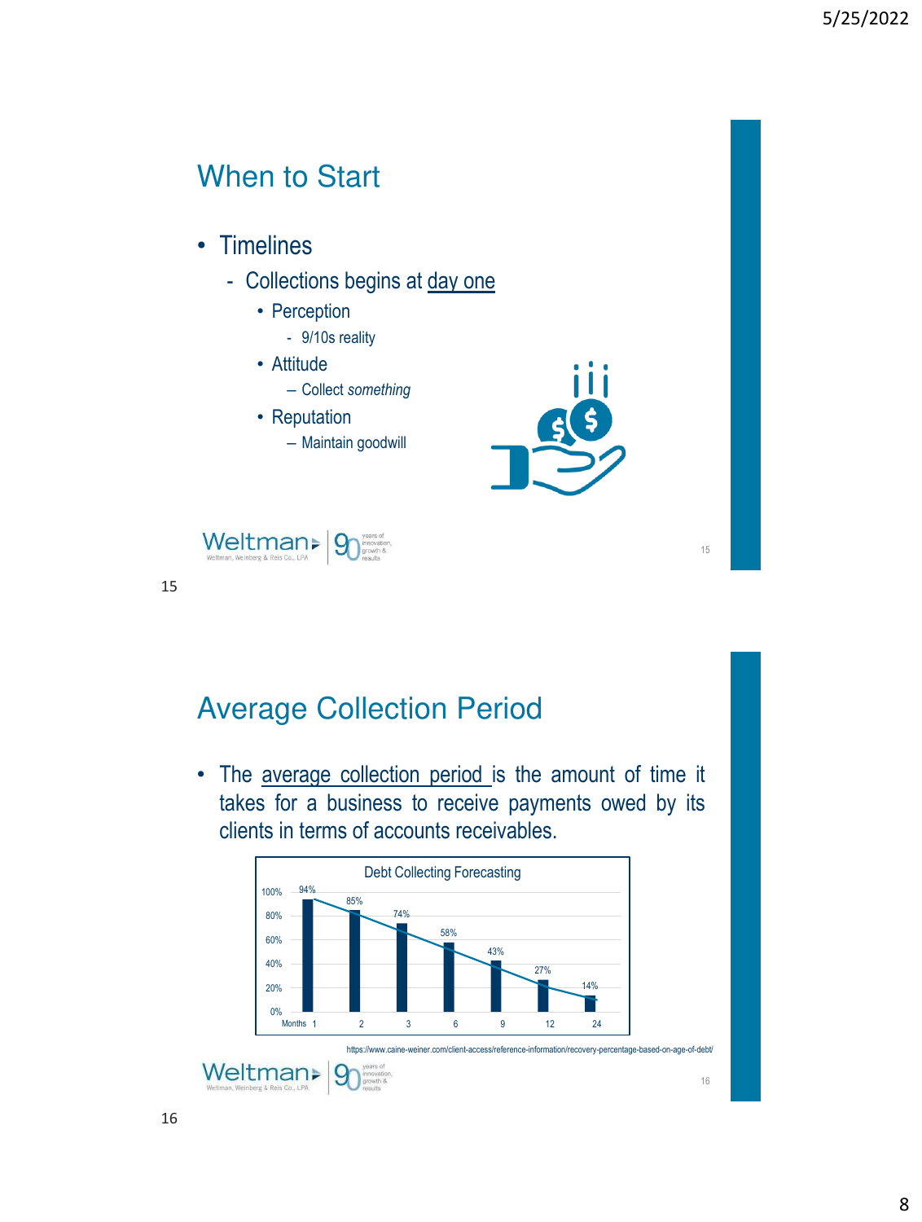## When to Start

- Timelines
  - Collections begins at day one
    - Perception
      - 9/10s reality
    - Attitude
      - Collect *something*
    - Reputation
      - Maintain goodwill

## Average Collection Period

- The average collection period is the amount of time it takes for a business to receive payments owed by its clients in terms of accounts receivables.

Debt Collecting Forecasting

| Months | 1 | 2 | 3 | 6 | 9 | 12 | 24 |
|---|---|---|---|---|---|---|---|
| Recovery | 94% | 85% | 74% | 58% | 43% | 27% | 14% |

https://www.caine-weiner.com/client-access/reference-information/recovery-percentage-based-on-age-of-debt/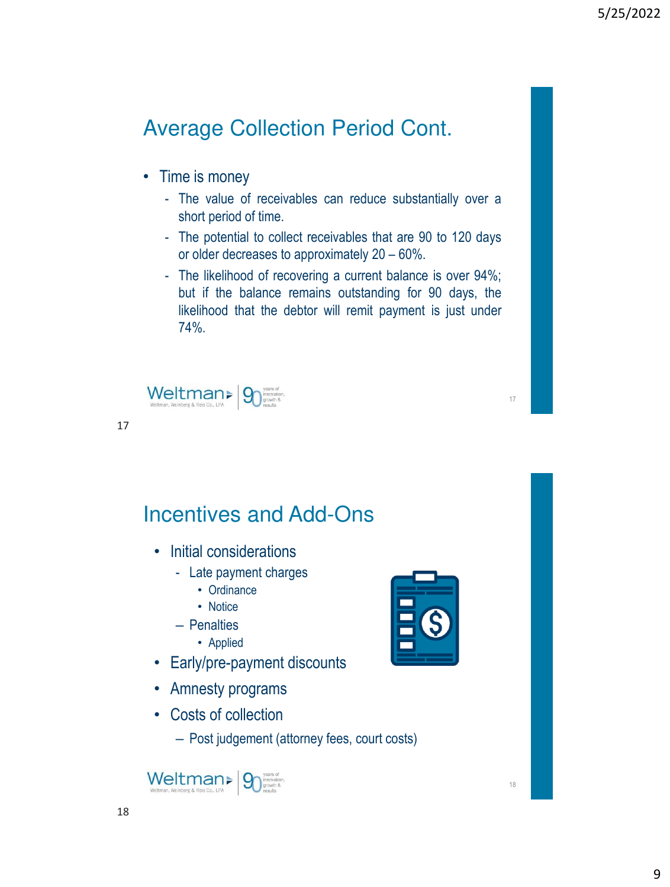## Average Collection Period Cont.

- Time is money
  - The value of receivables can reduce substantially over a short period of time.
  - The potential to collect receivables that are 90 to 120 days or older decreases to approximately 20 – 60%.
  - The likelihood of recovering a current balance is over 94%; but if the balance remains outstanding for 90 days, the likelihood that the debtor will remit payment is just under 74%.

## Incentives and Add-Ons

- Initial considerations
  - Late payment charges
    - Ordinance
    - Notice
  - Penalties
    - Applied
- Early/pre-payment discounts
- Amnesty programs
- Costs of collection
  - Post judgement (attorney fees, court costs)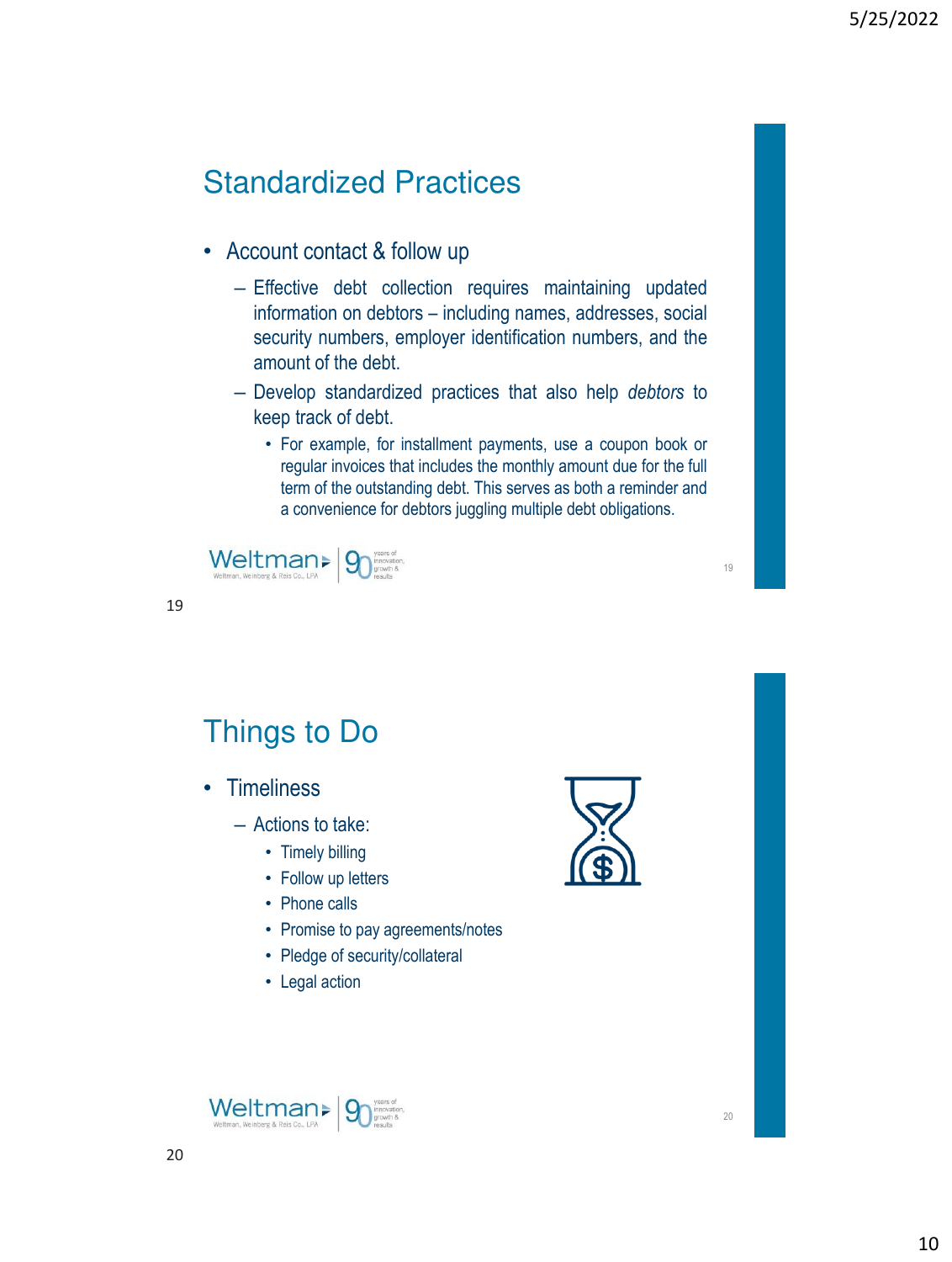## Standardized Practices

- Account contact & follow up
  - Effective debt collection requires maintaining updated information on debtors – including names, addresses, social security numbers, employer identification numbers, and the amount of the debt.
  - Develop standardized practices that also help *debtors* to keep track of debt.
    - For example, for installment payments, use a coupon book or regular invoices that includes the monthly amount due for the full term of the outstanding debt. This serves as both a reminder and a convenience for debtors juggling multiple debt obligations.

## Things to Do

- Timeliness
  - Actions to take:
    - Timely billing
    - Follow up letters
    - Phone calls
    - Promise to pay agreements/notes
    - Pledge of security/collateral
    - Legal action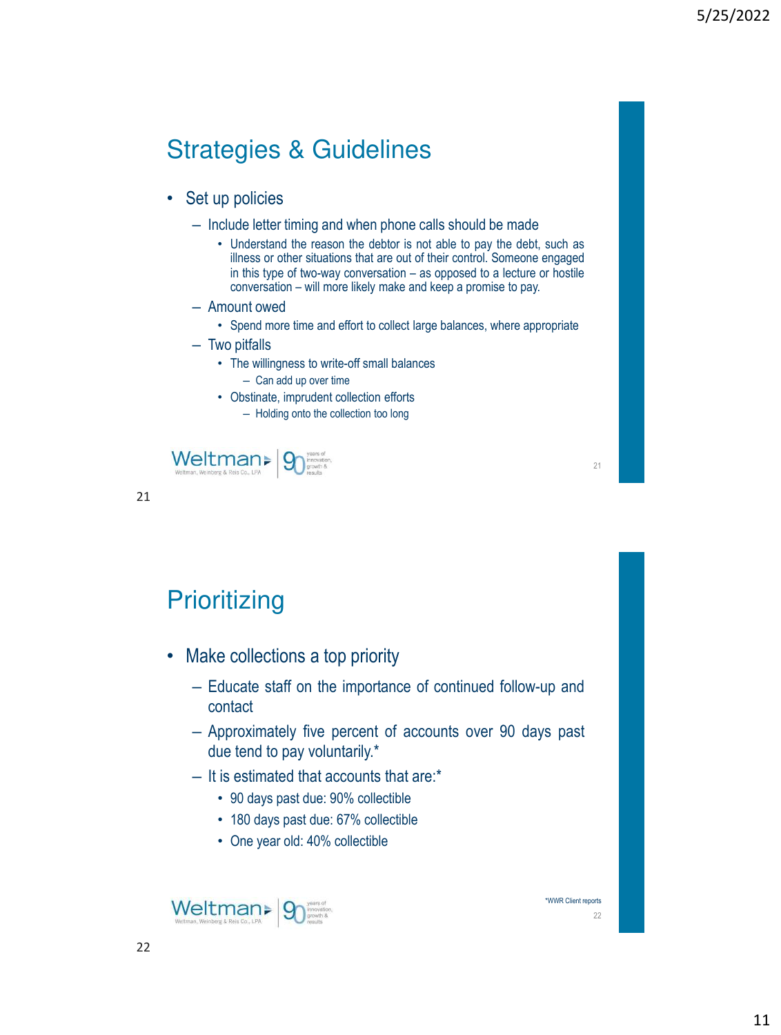## Strategies & Guidelines

- Set up policies
  - Include letter timing and when phone calls should be made
    - Understand the reason the debtor is not able to pay the debt, such as illness or other situations that are out of their control. Someone engaged in this type of two-way conversation – as opposed to a lecture or hostile conversation – will more likely make and keep a promise to pay.
  - Amount owed
    - Spend more time and effort to collect large balances, where appropriate
  - Two pitfalls
    - The willingness to write-off small balances
      - Can add up over time
    - Obstinate, imprudent collection efforts
      - Holding onto the collection too long

## Prioritizing

- Make collections a top priority
  - Educate staff on the importance of continued follow-up and contact
  - Approximately five percent of accounts over 90 days past due tend to pay voluntarily.*
  - It is estimated that accounts that are:*
    - 90 days past due: 90% collectible
    - 180 days past due: 67% collectible
    - One year old: 40% collectible

*WWR Client reports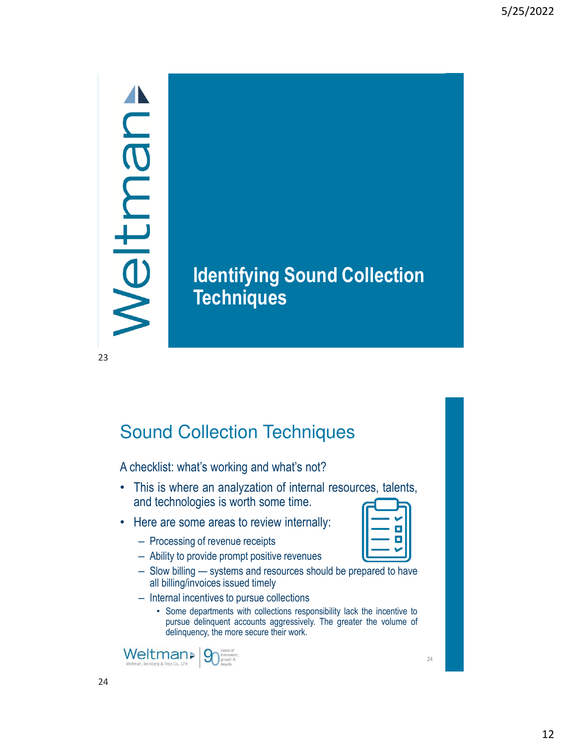# Identifying Sound Collection Techniques

## Sound Collection Techniques

A checklist: what's working and what's not?

- This is where an analyzation of internal resources, talents, and technologies is worth some time.
- Here are some areas to review internally:
  - Processing of revenue receipts
  - Ability to provide prompt positive revenues
  - Slow billing — systems and resources should be prepared to have all billing/invoices issued timely
  - Internal incentives to pursue collections
    - Some departments with collections responsibility lack the incentive to pursue delinquent accounts aggressively. The greater the volume of delinquency, the more secure their work.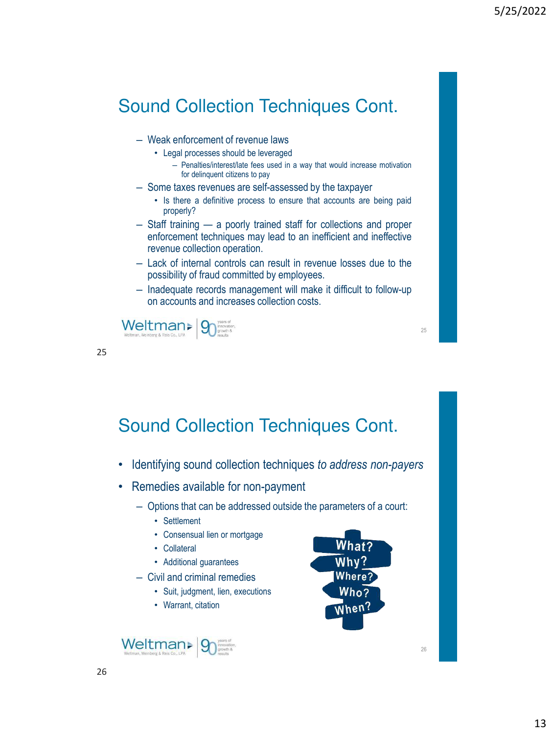## Sound Collection Techniques Cont.

- Weak enforcement of revenue laws
  - Legal processes should be leveraged
    - Penalties/interest/late fees used in a way that would increase motivation for delinquent citizens to pay
- Some taxes revenues are self-assessed by the taxpayer
  - Is there a definitive process to ensure that accounts are being paid properly?
- Staff training — a poorly trained staff for collections and proper enforcement techniques may lead to an inefficient and ineffective revenue collection operation.
- Lack of internal controls can result in revenue losses due to the possibility of fraud committed by employees.
- Inadequate records management will make it difficult to follow-up on accounts and increases collection costs.

## Sound Collection Techniques Cont.

- Identifying sound collection techniques *to address non-payers*
- Remedies available for non-payment
  - Options that can be addressed outside the parameters of a court:
    - Settlement
    - Consensual lien or mortgage
    - Collateral
    - Additional guarantees
  - Civil and criminal remedies
    - Suit, judgment, lien, executions
    - Warrant, citation

What? Why? Where? Who? When?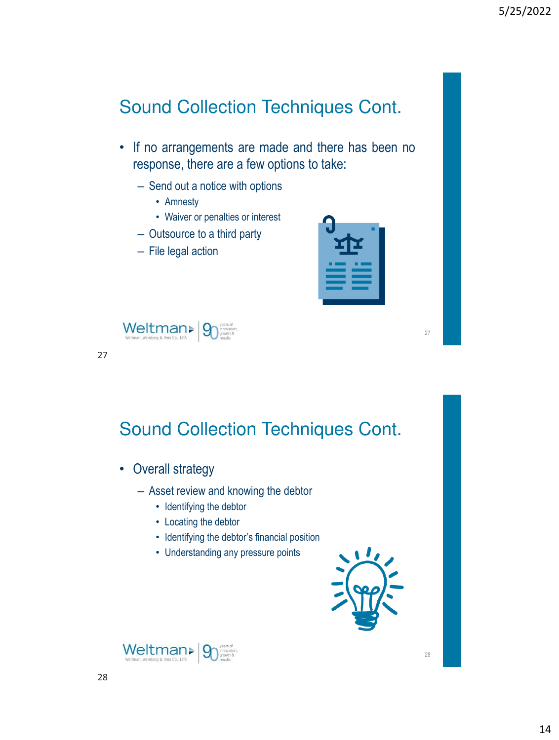## Sound Collection Techniques Cont.

- If no arrangements are made and there has been no response, there are a few options to take:
  - Send out a notice with options
    - Amnesty
    - Waiver or penalties or interest
  - Outsource to a third party
  - File legal action

## Sound Collection Techniques Cont.

- Overall strategy
  - Asset review and knowing the debtor
    - Identifying the debtor
    - Locating the debtor
    - Identifying the debtor's financial position
    - Understanding any pressure points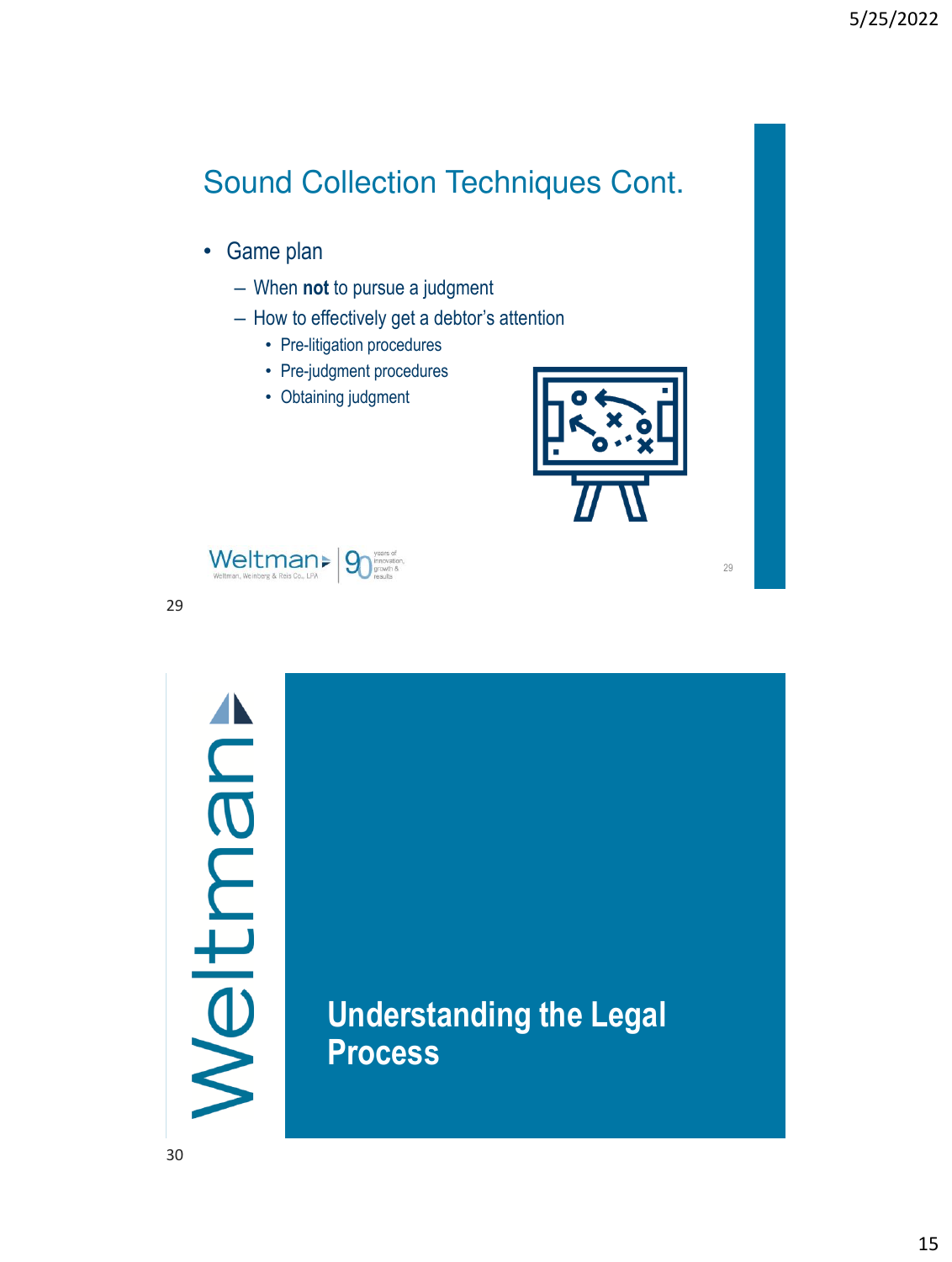## Sound Collection Techniques Cont.

- Game plan
  - When **not** to pursue a judgment
  - How to effectively get a debtor's attention
    - Pre-litigation procedures
    - Pre-judgment procedures
    - Obtaining judgment

## Understanding the Legal Process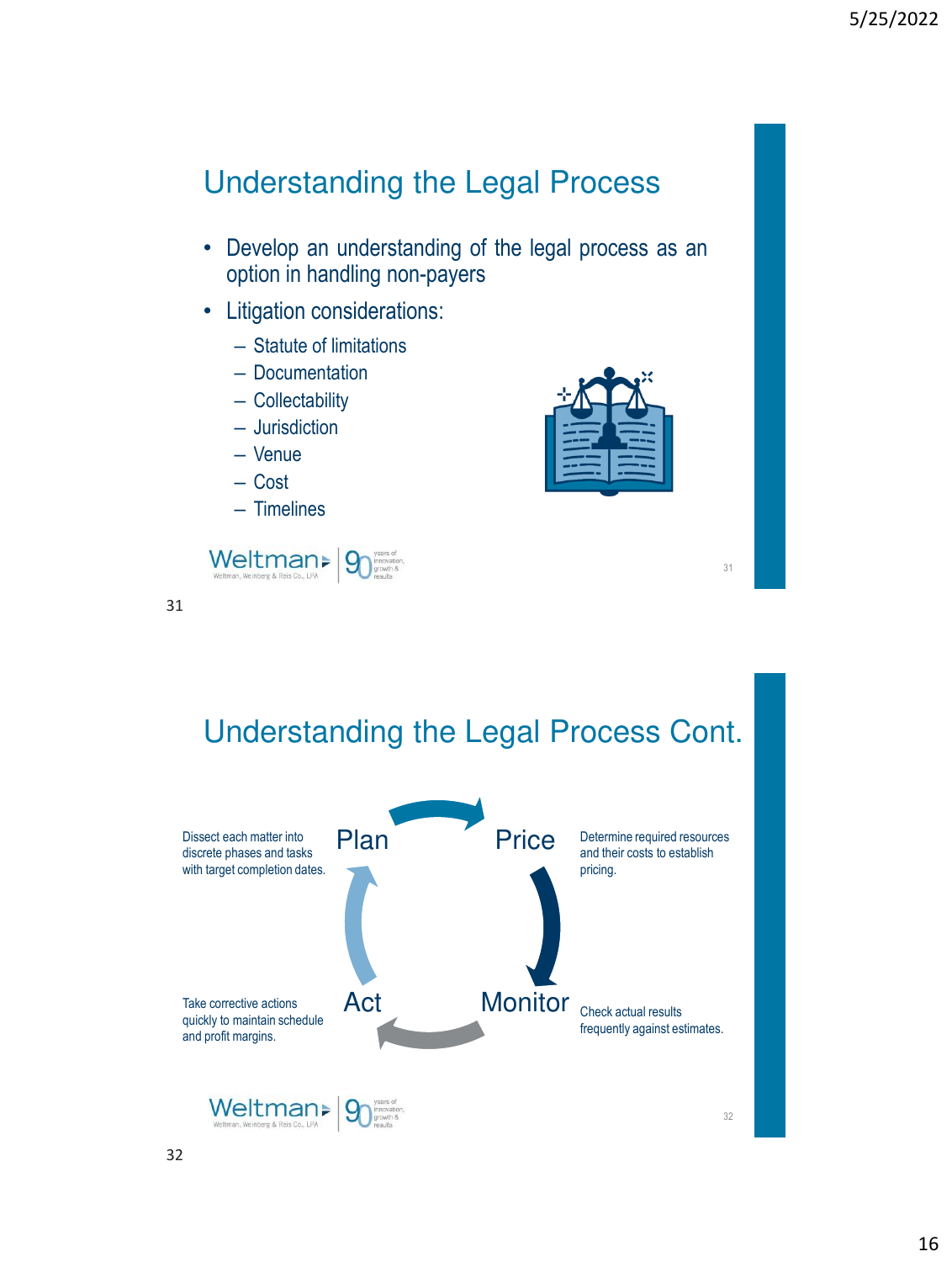## Understanding the Legal Process

- Develop an understanding of the legal process as an option in handling non-payers
- Litigation considerations:
  - Statute of limitations
  - Documentation
  - Collectability
  - Jurisdiction
  - Venue
  - Cost
  - Timelines

## Understanding the Legal Process Cont.

**Plan** – Dissect each matter into discrete phases and tasks with target completion dates.

**Price** – Determine required resources and their costs to establish pricing.

**Monitor** – Check actual results frequently against estimates.

**Act** – Take corrective actions quickly to maintain schedule and profit margins.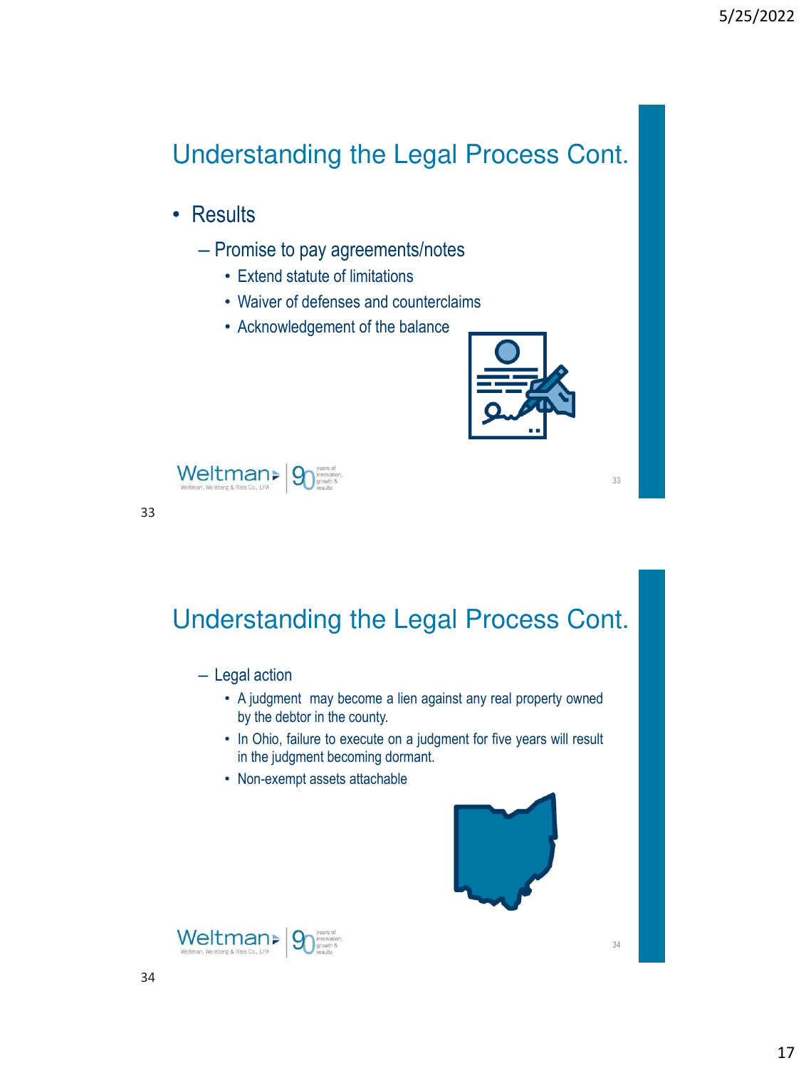## Understanding the Legal Process Cont.

- Results
  - Promise to pay agreements/notes
    - Extend statute of limitations
    - Waiver of defenses and counterclaims
    - Acknowledgement of the balance

## Understanding the Legal Process Cont.

- Legal action
  - A judgment may become a lien against any real property owned by the debtor in the county.
  - In Ohio, failure to execute on a judgment for five years will result in the judgment becoming dormant.
  - Non-exempt assets attachable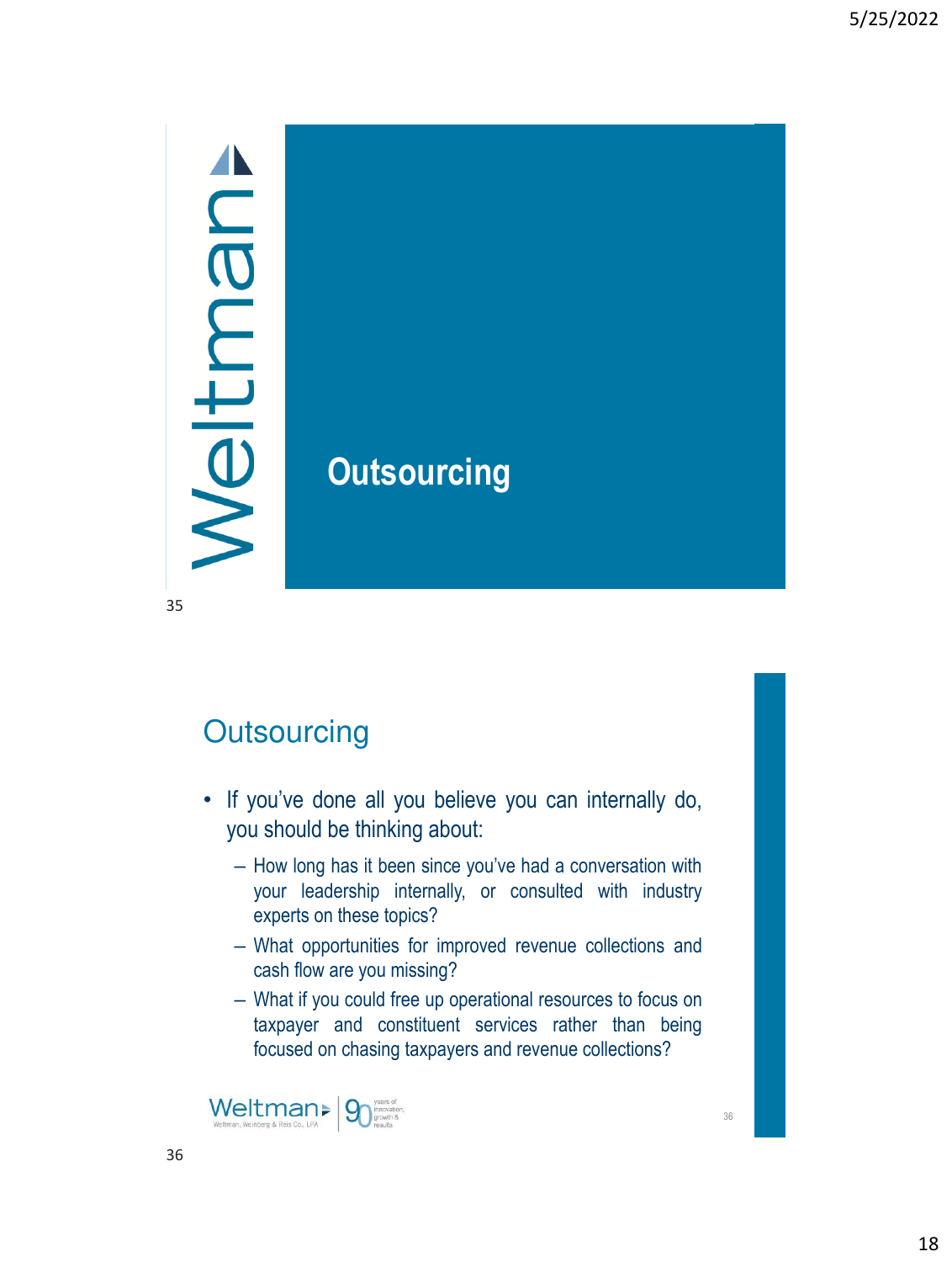# Outsourcing

## Outsourcing

- If you've done all you believe you can internally do, you should be thinking about:
  - How long has it been since you've had a conversation with your leadership internally, or consulted with industry experts on these topics?
  - What opportunities for improved revenue collections and cash flow are you missing?
  - What if you could free up operational resources to focus on taxpayer and constituent services rather than being focused on chasing taxpayers and revenue collections?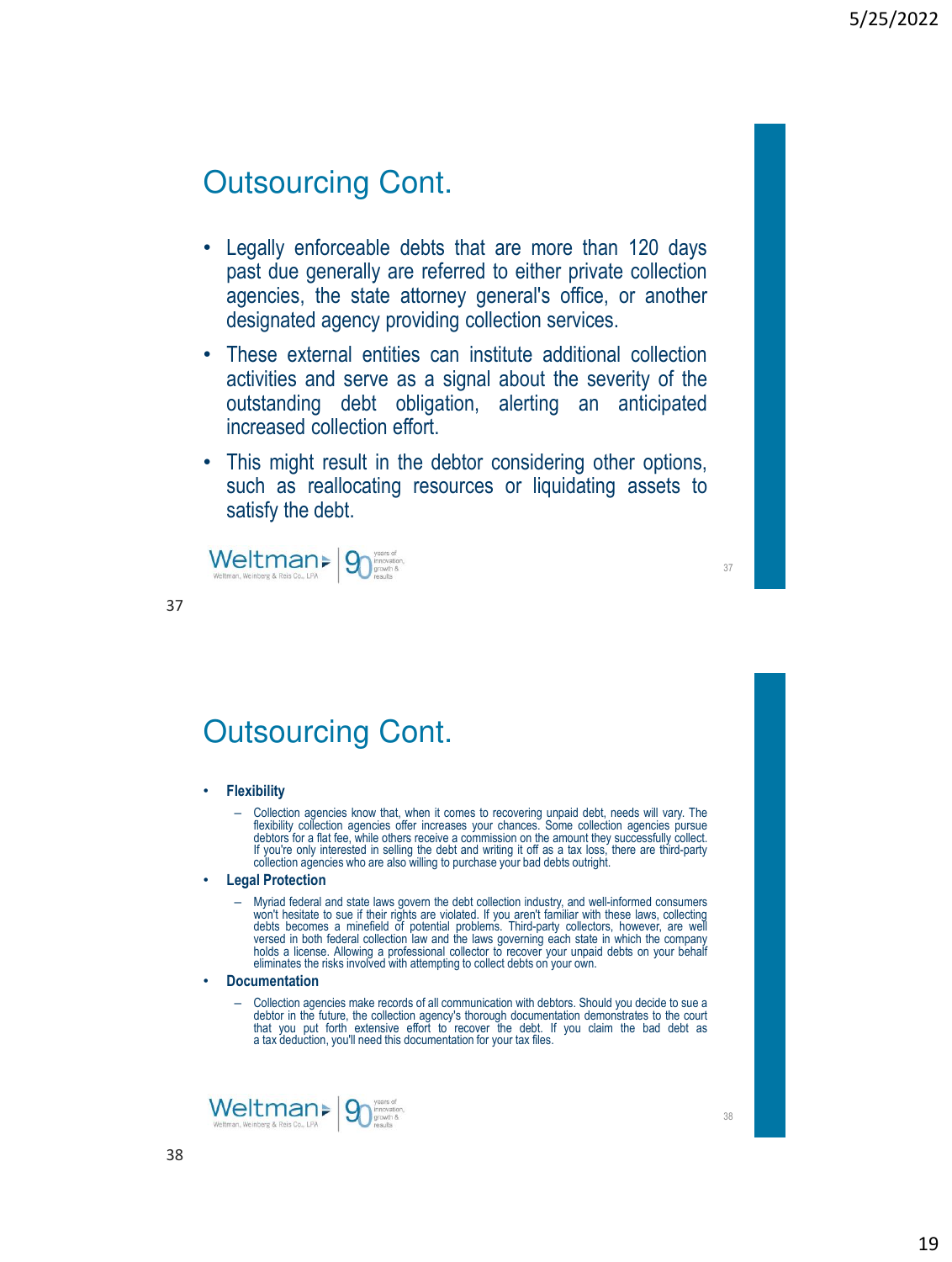## Outsourcing Cont.

- Legally enforceable debts that are more than 120 days past due generally are referred to either private collection agencies, the state attorney general's office, or another designated agency providing collection services.
- These external entities can institute additional collection activities and serve as a signal about the severity of the outstanding debt obligation, alerting an anticipated increased collection effort.
- This might result in the debtor considering other options, such as reallocating resources or liquidating assets to satisfy the debt.

## Outsourcing Cont.

- **Flexibility**
  - Collection agencies know that, when it comes to recovering unpaid debt, needs will vary. The flexibility collection agencies offer increases your chances. Some collection agencies pursue debtors for a flat fee, while others receive a commission on the amount they successfully collect. If you're only interested in selling the debt and writing it off as a tax loss, there are third-party collection agencies who are also willing to purchase your bad debts outright.
- **Legal Protection**
  - Myriad federal and state laws govern the debt collection industry, and well-informed consumers won't hesitate to sue if their rights are violated. If you aren't familiar with these laws, collecting debts becomes a minefield of potential problems. Third-party collectors, however, are well versed in both federal collection law and the laws governing each state in which the company holds a license. Allowing a professional collector to recover your unpaid debts on your behalf eliminates the risks involved with attempting to collect debts on your own.
- **Documentation**
  - Collection agencies make records of all communication with debtors. Should you decide to sue a debtor in the future, the collection agency's thorough documentation demonstrates to the court that you put forth extensive effort to recover the debt. If you claim the bad debt as a tax deduction, you'll need this documentation for your tax files.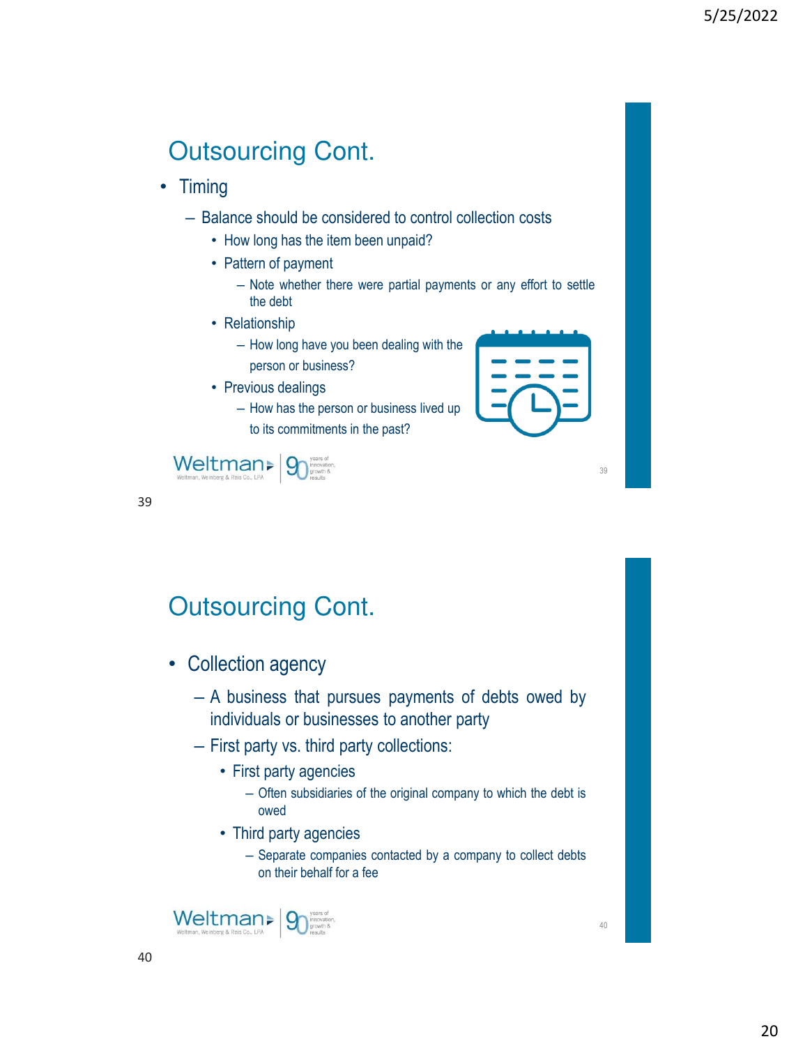# Outsourcing Cont.

- Timing
  - Balance should be considered to control collection costs
    - How long has the item been unpaid?
    - Pattern of payment
      - Note whether there were partial payments or any effort to settle the debt
    - Relationship
      - How long have you been dealing with the person or business?
    - Previous dealings
      - How has the person or business lived up to its commitments in the past?

# Outsourcing Cont.

- Collection agency
  - A business that pursues payments of debts owed by individuals or businesses to another party
  - First party vs. third party collections:
    - First party agencies
      - Often subsidiaries of the original company to which the debt is owed
    - Third party agencies
      - Separate companies contacted by a company to collect debts on their behalf for a fee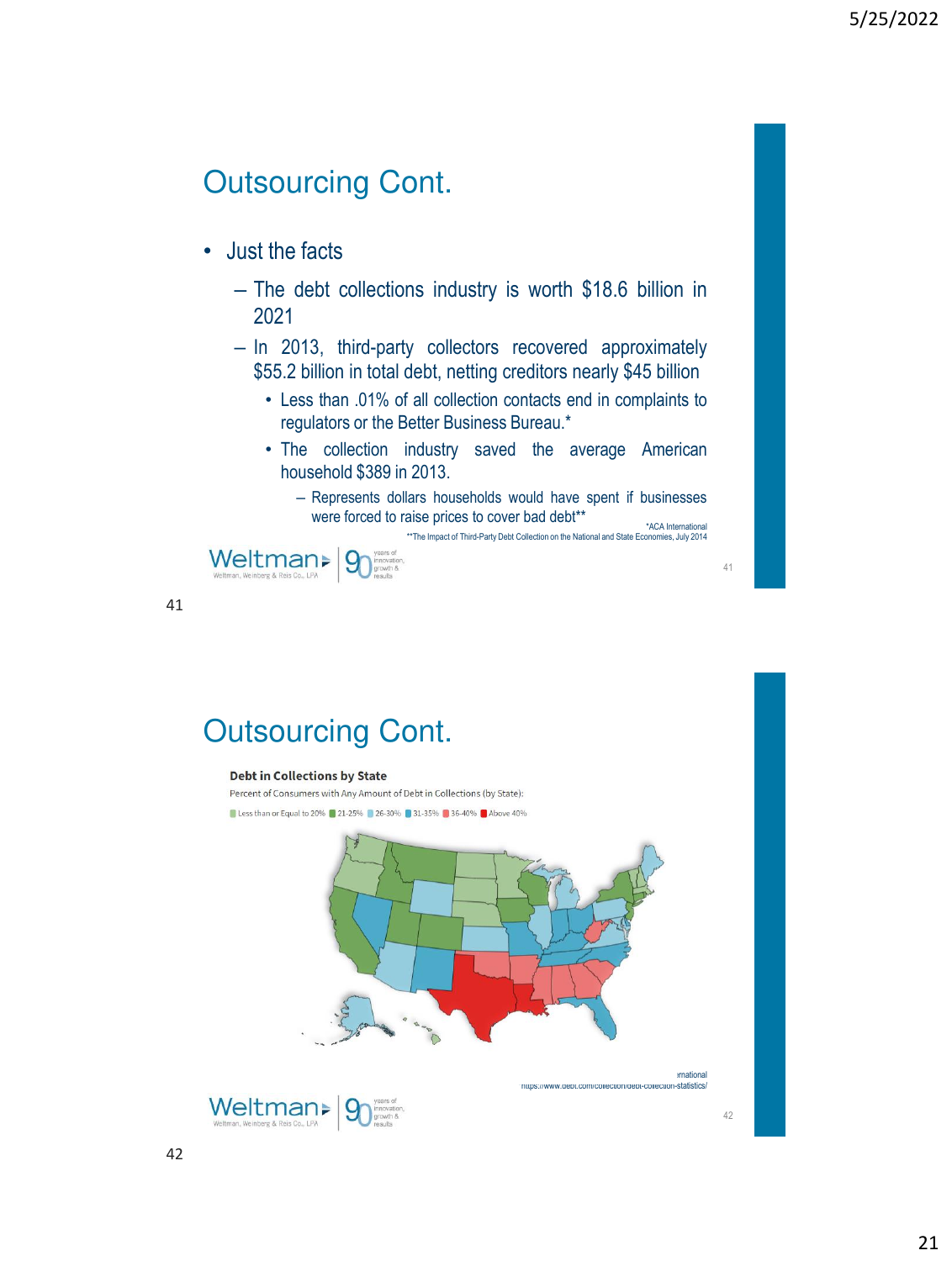## Outsourcing Cont.

- Just the facts
  - The debt collections industry is worth $18.6 billion in 2021
  - In 2013, third-party collectors recovered approximately $55.2 billion in total debt, netting creditors nearly $45 billion
    - Less than .01% of all collection contacts end in complaints to regulators or the Better Business Bureau.*
    - The collection industry saved the average American household $389 in 2013.
      - Represents dollars households would have spent if businesses were forced to raise prices to cover bad debt**

*ACA International
**The Impact of Third-Party Debt Collection on the National and State Economies, July 2014

## Outsourcing Cont.

**Debt in Collections by State**

Percent of Consumers with Any Amount of Debt in Collections (by State):

Less than or Equal to 20% | 21-25% | 26-30% | 31-35% | 36-40% | Above 40%

rnational
https://www.debt.com/collection/debt-collection-statistics/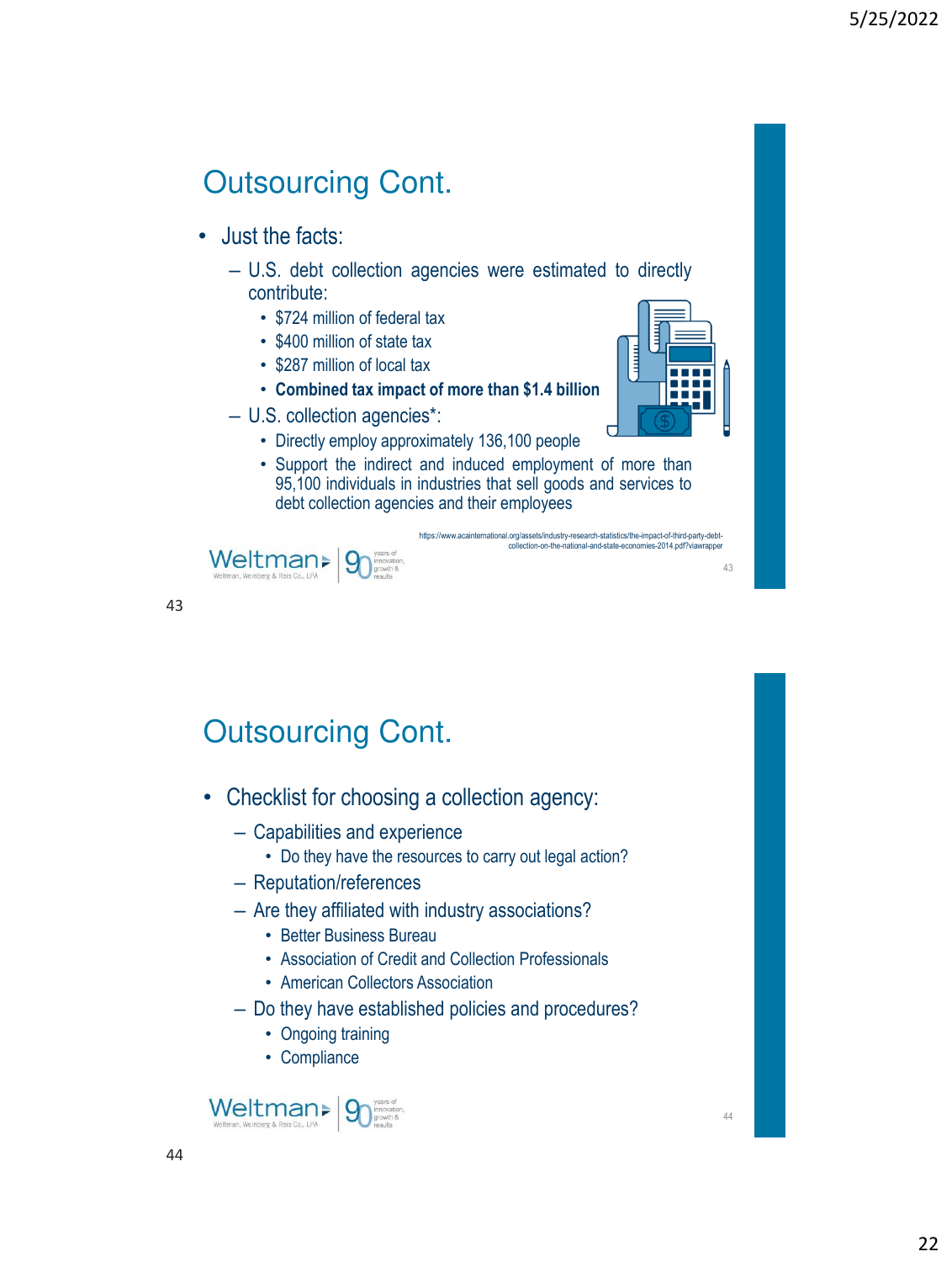## Outsourcing Cont.

- Just the facts:
  - U.S. debt collection agencies were estimated to directly contribute:
    - $724 million of federal tax
    - $400 million of state tax
    - $287 million of local tax
    - **Combined tax impact of more than $1.4 billion**
  - U.S. collection agencies*:
    - Directly employ approximately 136,100 people
    - Support the indirect and induced employment of more than 95,100 individuals in industries that sell goods and services to debt collection agencies and their employees

https://www.acainternational.org/assets/industry-research-statistics/the-impact-of-third-party-debt-collection-on-the-national-and-state-economies-2014.pdf?viawrapper

## Outsourcing Cont.

- Checklist for choosing a collection agency:
  - Capabilities and experience
    - Do they have the resources to carry out legal action?
  - Reputation/references
  - Are they affiliated with industry associations?
    - Better Business Bureau
    - Association of Credit and Collection Professionals
    - American Collectors Association
  - Do they have established policies and procedures?
    - Ongoing training
    - Compliance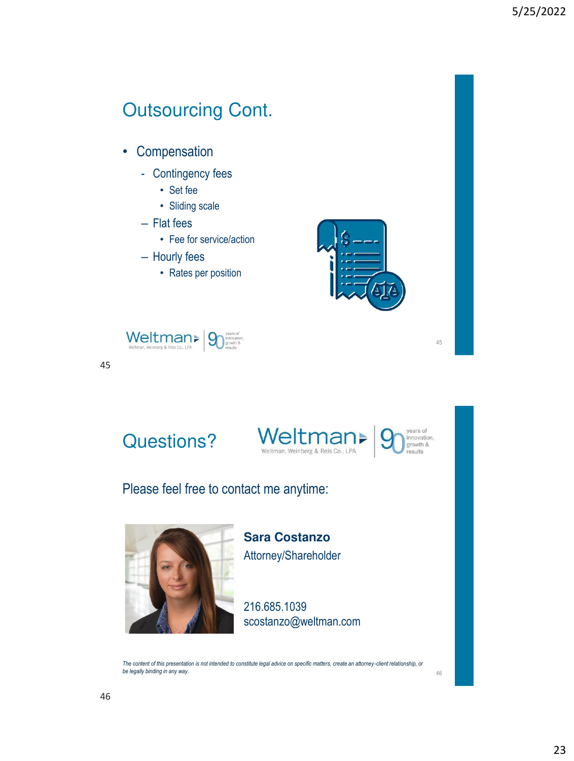## Outsourcing Cont.

- Compensation
  - Contingency fees
    - Set fee
    - Sliding scale
  - Flat fees
    - Fee for service/action
  - Hourly fees
    - Rates per position

Weltman
Weltman, Weinberg & Reis Co., LPA
90 years of innovation, growth & results

## Questions?

Weltman
Weltman, Weinberg & Reis Co., LPA
90 years of innovation, growth & results

Please feel free to contact me anytime:

**Sara Costanzo**
Attorney/Shareholder

216.685.1039
scostanzo@weltman.com

*The content of this presentation is not intended to constitute legal advice on specific matters, create an attorney-client relationship, or be legally binding in any way.*